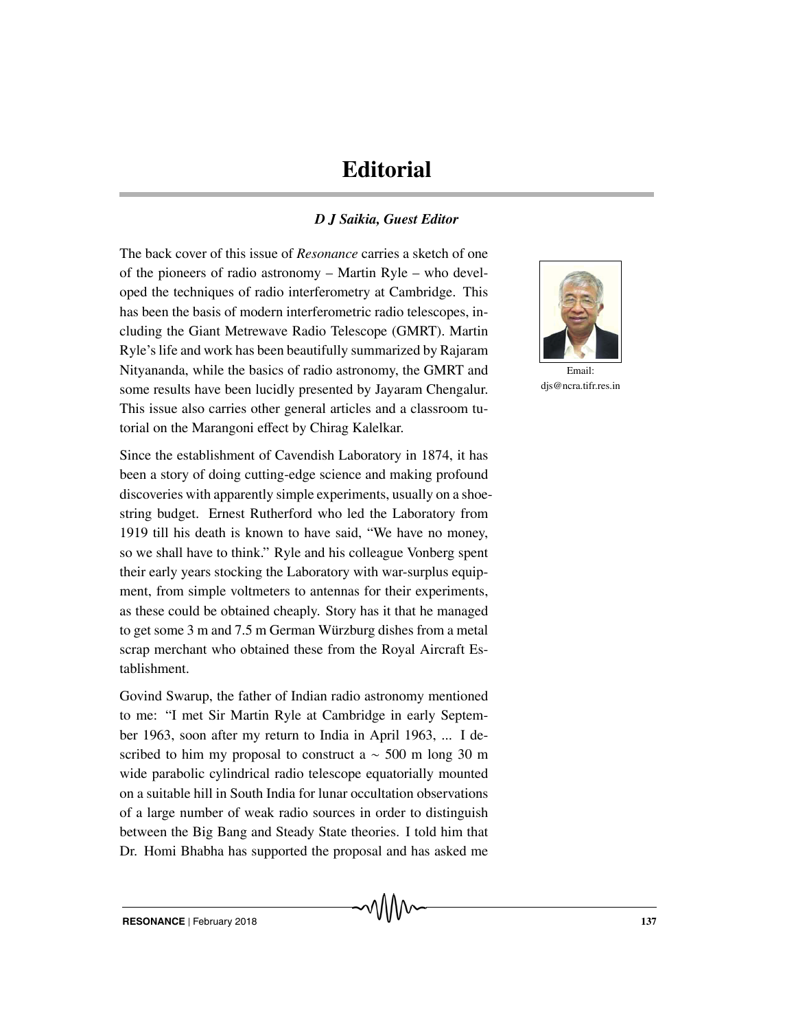# Editorial

***D J Saikia, Guest Editor***

Email: djs@ncra.tifr.res.in

The back cover of this issue of *Resonance* carries a sketch of one of the pioneers of radio astronomy – Martin Ryle – who developed the techniques of radio interferometry at Cambridge. This has been the basis of modern interferometric radio telescopes, including the Giant Metrewave Radio Telescope (GMRT). Martin Ryle's life and work has been beautifully summarized by Rajaram Nityananda, while the basics of radio astronomy, the GMRT and some results have been lucidly presented by Jayaram Chengalur. This issue also carries other general articles and a classroom tutorial on the Marangoni effect by Chirag Kalelkar.

Since the establishment of Cavendish Laboratory in 1874, it has been a story of doing cutting-edge science and making profound discoveries with apparently simple experiments, usually on a shoestring budget. Ernest Rutherford who led the Laboratory from 1919 till his death is known to have said, "We have no money, so we shall have to think." Ryle and his colleague Vonberg spent their early years stocking the Laboratory with war-surplus equipment, from simple voltmeters to antennas for their experiments, as these could be obtained cheaply. Story has it that he managed to get some 3 m and 7.5 m German Würzburg dishes from a metal scrap merchant who obtained these from the Royal Aircraft Establishment.

Govind Swarup, the father of Indian radio astronomy mentioned to me: "I met Sir Martin Ryle at Cambridge in early September 1963, soon after my return to India in April 1963, ... I described to him my proposal to construct a ~ 500 m long 30 m wide parabolic cylindrical radio telescope equatorially mounted on a suitable hill in South India for lunar occultation observations of a large number of weak radio sources in order to distinguish between the Big Bang and Steady State theories. I told him that Dr. Homi Bhabha has supported the proposal and has asked me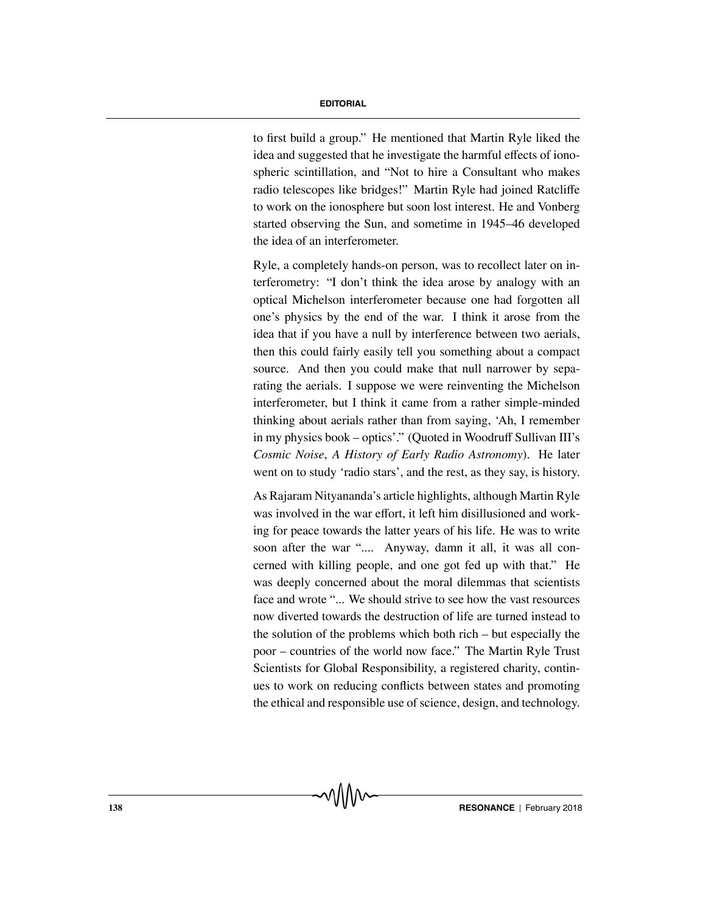to first build a group." He mentioned that Martin Ryle liked the idea and suggested that he investigate the harmful effects of ionospheric scintillation, and "Not to hire a Consultant who makes radio telescopes like bridges!" Martin Ryle had joined Ratcliffe to work on the ionosphere but soon lost interest. He and Vonberg started observing the Sun, and sometime in 1945–46 developed the idea of an interferometer.

Ryle, a completely hands-on person, was to recollect later on interferometry: "I don't think the idea arose by analogy with an optical Michelson interferometer because one had forgotten all one's physics by the end of the war. I think it arose from the idea that if you have a null by interference between two aerials, then this could fairly easily tell you something about a compact source. And then you could make that null narrower by separating the aerials. I suppose we were reinventing the Michelson interferometer, but I think it came from a rather simple-minded thinking about aerials rather than from saying, 'Ah, I remember in my physics book – optics'." (Quoted in Woodruff Sullivan III's *Cosmic Noise*, *A History of Early Radio Astronomy*). He later went on to study 'radio stars', and the rest, as they say, is history.

As Rajaram Nityananda's article highlights, although Martin Ryle was involved in the war effort, it left him disillusioned and working for peace towards the latter years of his life. He was to write soon after the war ".... Anyway, damn it all, it was all concerned with killing people, and one got fed up with that." He was deeply concerned about the moral dilemmas that scientists face and wrote "... We should strive to see how the vast resources now diverted towards the destruction of life are turned instead to the solution of the problems which both rich – but especially the poor – countries of the world now face." The Martin Ryle Trust Scientists for Global Responsibility, a registered charity, continues to work on reducing conflicts between states and promoting the ethical and responsible use of science, design, and technology.